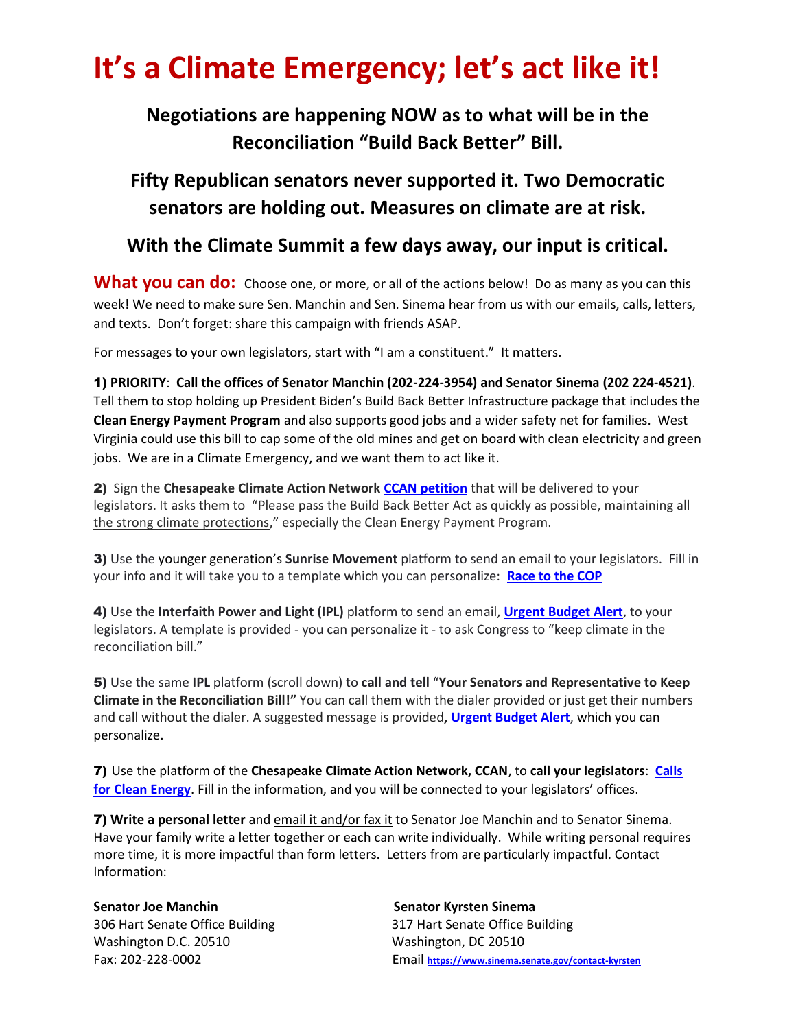# It's a Climate Emergency; let's act like it!

### Negotiations are happening NOW as to what will be in the Reconciliation "Build Back Better" Bill.

### Fifty Republican senators never supported it. Two Democratic senators are holding out. Measures on climate are at risk.

### With the Climate Summit a few days away, our input is critical.

**What you can do:** Choose one, or more, or all of the actions below! Do as many as you can this week! We need to make sure Sen. Manchin and Sen. Sinema hear from us with our emails, calls, letters, and texts. Don't forget: share this campaign with friends ASAP.

For messages to your own legislators, start with "I am a constituent." It matters.

**1) PRIORITY**: **Call the offices of Senator Manchin (202-224-3954) and Senator Sinema (202 224-4521)**. Tell them to stop holding up President Biden's Build Back Better Infrastructure package that includes the **Clean Energy Payment Program** and also supports good jobs and a wider safety net for families. West Virginia could use this bill to cap some of the old mines and get on board with clean electricity and green jobs. We are in a Climate Emergency, and we want them to act like it.

**2)** Sign the **Chesapeake Climate Action Network** **CCAN petition** that will be delivered to your legislators. It asks them to "Please pass the Build Back Better Act as quickly as possible, maintaining all the strong climate protections," especially the Clean Energy Payment Program.

**3)** Use the younger generation's **Sunrise Movement** platform to send an email to your legislators. Fill in your info and it will take you to a template which you can personalize: **Race to the COP**

**4)** Use the **Interfaith Power and Light (IPL)** platform to send an email, **Urgent Budget Alert**, to your legislators. A template is provided - you can personalize it - to ask Congress to "keep climate in the reconciliation bill."

**5)** Use the same **IPL** platform (scroll down) to **call and tell** "**Your Senators and Representative to Keep Climate in the Reconciliation Bill!"** You can call them with the dialer provided or just get their numbers and call without the dialer. A suggested message is provided**,** **Urgent Budget Alert**, which you can personalize.

**7)** Use the platform of the **Chesapeake Climate Action Network, CCAN**, to **call your legislators**: **Calls for Clean Energy**. Fill in the information, and you will be connected to your legislators' offices.

**7) Write a personal letter** and email it and/or fax it to Senator Joe Manchin and to Senator Sinema. Have your family write a letter together or each can write individually. While writing personal requires more time, it is more impactful than form letters. Letters from are particularly impactful. Contact Information:

**Senator Joe Manchin**
306 Hart Senate Office Building
Washington D.C. 20510
Fax: 202-228-0002

**Senator Kyrsten Sinema**
317 Hart Senate Office Building
Washington, DC 20510
Email https://www.sinema.senate.gov/contact-kyrsten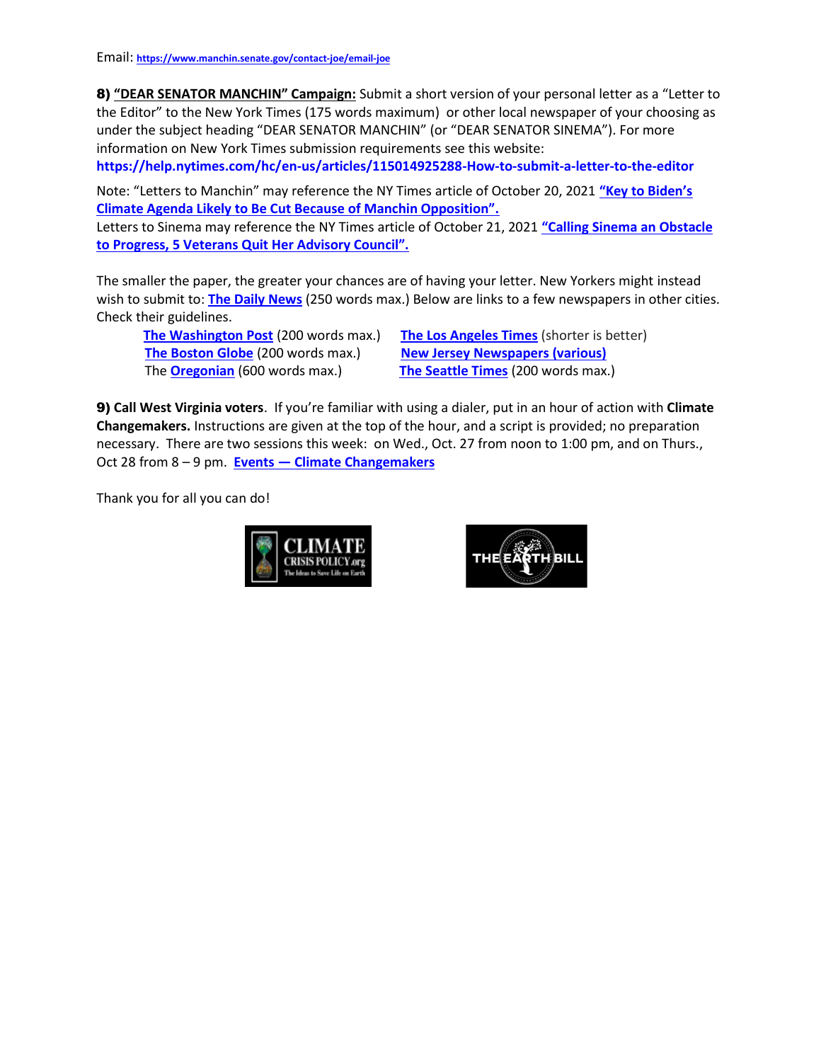Email: https://www.manchin.senate.gov/contact-joe/email-joe

**8) "DEAR SENATOR MANCHIN" Campaign:** Submit a short version of your personal letter as a "Letter to the Editor" to the New York Times (175 words maximum) or other local newspaper of your choosing as under the subject heading "DEAR SENATOR MANCHIN" (or "DEAR SENATOR SINEMA"). For more information on New York Times submission requirements see this website: **https://help.nytimes.com/hc/en-us/articles/115014925288-How-to-submit-a-letter-to-the-editor**

Note: "Letters to Manchin" may reference the NY Times article of October 20, 2021 **"Key to Biden's Climate Agenda Likely to Be Cut Because of Manchin Opposition".**
Letters to Sinema may reference the NY Times article of October 21, 2021 **"Calling Sinema an Obstacle to Progress, 5 Veterans Quit Her Advisory Council".**

The smaller the paper, the greater your chances are of having your letter. New Yorkers might instead wish to submit to: **The Daily News** (250 words max.) Below are links to a few newspapers in other cities. Check their guidelines.

- **The Washington Post** (200 words max.)
- **The Boston Globe** (200 words max.)
- The **Oregonian** (600 words max.)
- **The Los Angeles Times** (shorter is better)
- **New Jersey Newspapers (various)**
- **The Seattle Times** (200 words max.)

**9) Call West Virginia voters**. If you're familiar with using a dialer, put in an hour of action with **Climate Changemakers.** Instructions are given at the top of the hour, and a script is provided; no preparation necessary. There are two sessions this week: on Wed., Oct. 27 from noon to 1:00 pm, and on Thurs., Oct 28 from 8 – 9 pm. **Events — Climate Changemakers**

Thank you for all you can do!

CLIMATE CRISIS POLICY.org The Ideas to Save Life on Earth

THE EARTH BILL